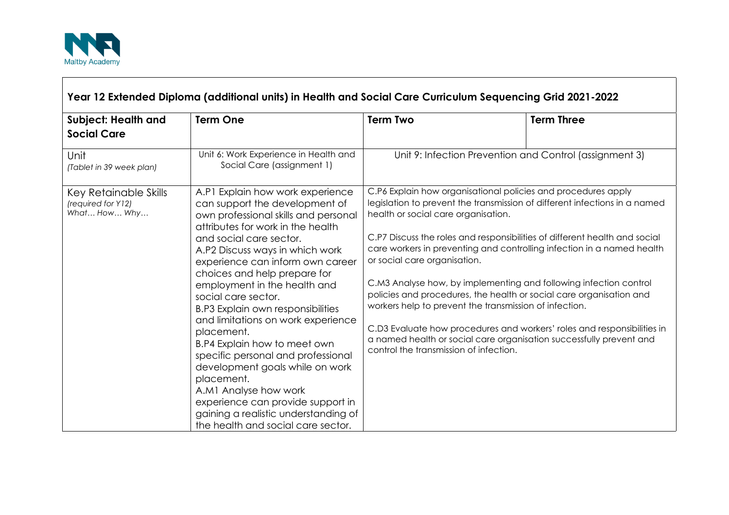Maltby Academy

## Year 12 Extended Diploma (additional units) in Health and Social Care Curriculum Sequencing Grid 2021-2022

| **Subject: Health and Social Care** | **Term One** | **Term Two** | **Term Three** |
|---|---|---|---|
| Unit *(Tablet in 39 week plan)* | Unit 6: Work Experience in Health and Social Care (assignment 1) | Unit 9: Infection Prevention and Control (assignment 3) | |
| Key Retainable Skills *(required for Y12)* *What… How… Why…* | A.P1 Explain how work experience can support the development of own professional skills and personal attributes for work in the health and social care sector.<br>A.P2 Discuss ways in which work experience can inform own career choices and help prepare for employment in the health and social care sector.<br>B.P3 Explain own responsibilities and limitations on work experience placement.<br>B.P4 Explain how to meet own specific personal and professional development goals while on work placement.<br>A.M1 Analyse how work experience can provide support in gaining a realistic understanding of the health and social care sector. | C.P6 Explain how organisational policies and procedures apply legislation to prevent the transmission of different infections in a named health or social care organisation.<br><br>C.P7 Discuss the roles and responsibilities of different health and social care workers in preventing and controlling infection in a named health or social care organisation.<br><br>C.M3 Analyse how, by implementing and following infection control policies and procedures, the health or social care organisation and workers help to prevent the transmission of infection.<br><br>C.D3 Evaluate how procedures and workers' roles and responsibilities in a named health or social care organisation successfully prevent and control the transmission of infection. | |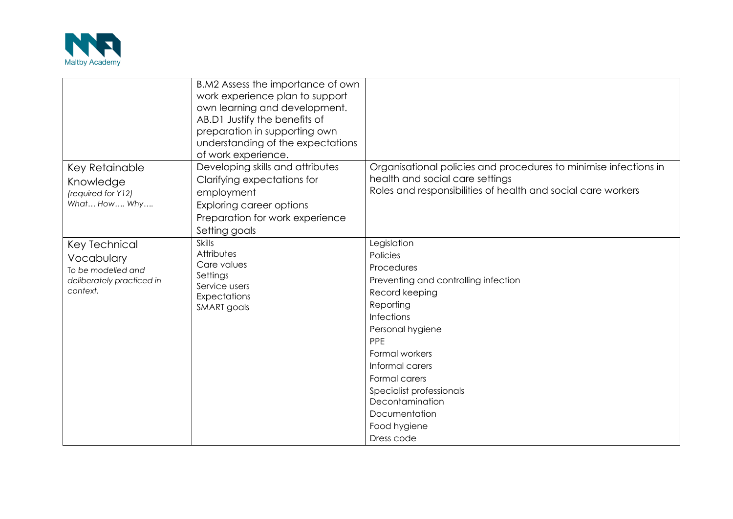| | | |
|---|---|---|
| | B.M2 Assess the importance of own work experience plan to support own learning and development.<br>AB.D1 Justify the benefits of preparation in supporting own understanding of the expectations of work experience. | |
| Key Retainable Knowledge<br>*(required for Y12)*<br>*What… How…. Why….* | Developing skills and attributes<br>Clarifying expectations for employment<br>Exploring career options<br>Preparation for work experience<br>Setting goals | Organisational policies and procedures to minimise infections in health and social care settings<br>Roles and responsibilities of health and social care workers |
| Key Technical Vocabulary<br>*To be modelled and deliberately practiced in context.* | Skills<br>Attributes<br>Care values<br>Settings<br>Service users<br>Expectations<br>SMART goals | Legislation<br>Policies<br>Procedures<br>Preventing and controlling infection<br>Record keeping<br>Reporting<br>Infections<br>Personal hygiene<br>PPE<br>Formal workers<br>Informal carers<br>Formal carers<br>Specialist professionals<br>Decontamination<br>Documentation<br>Food hygiene<br>Dress code |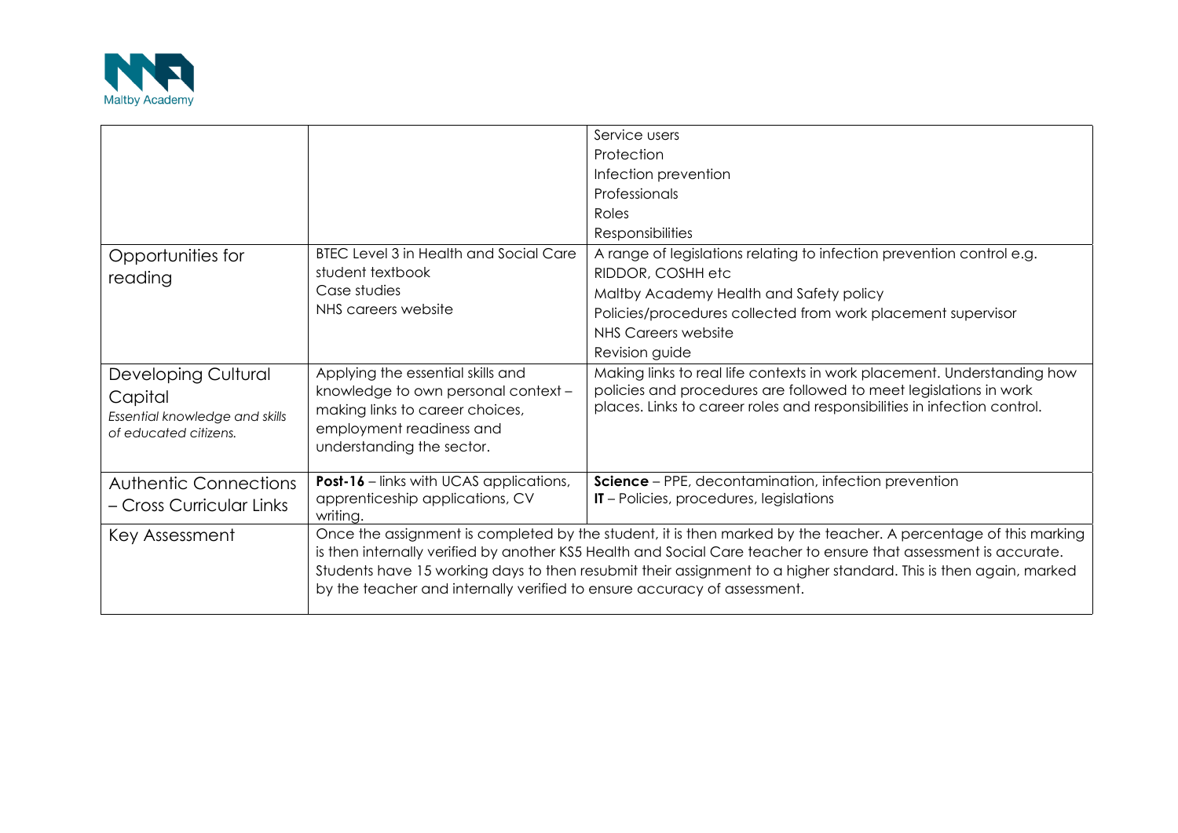| | | |
|---|---|---|
| | | Service users<br>Protection<br>Infection prevention<br>Professionals<br>Roles<br>Responsibilities |
| Opportunities for reading | BTEC Level 3 in Health and Social Care student textbook<br>Case studies<br>NHS careers website | A range of legislations relating to infection prevention control e.g. RIDDOR, COSHH etc<br>Maltby Academy Health and Safety policy<br>Policies/procedures collected from work placement supervisor<br>NHS Careers website<br>Revision guide |
| Developing Cultural Capital<br>*Essential knowledge and skills of educated citizens.* | Applying the essential skills and knowledge to own personal context – making links to career choices, employment readiness and understanding the sector. | Making links to real life contexts in work placement. Understanding how policies and procedures are followed to meet legislations in work places. Links to career roles and responsibilities in infection control. |
| Authentic Connections – Cross Curricular Links | **Post-16** – links with UCAS applications, apprenticeship applications, CV writing. | **Science** – PPE, decontamination, infection prevention<br>**IT** – Policies, procedures, legislations |
| Key Assessment | Once the assignment is completed by the student, it is then marked by the teacher. A percentage of this marking is then internally verified by another KS5 Health and Social Care teacher to ensure that assessment is accurate. Students have 15 working days to then resubmit their assignment to a higher standard. This is then again, marked by the teacher and internally verified to ensure accuracy of assessment. | |